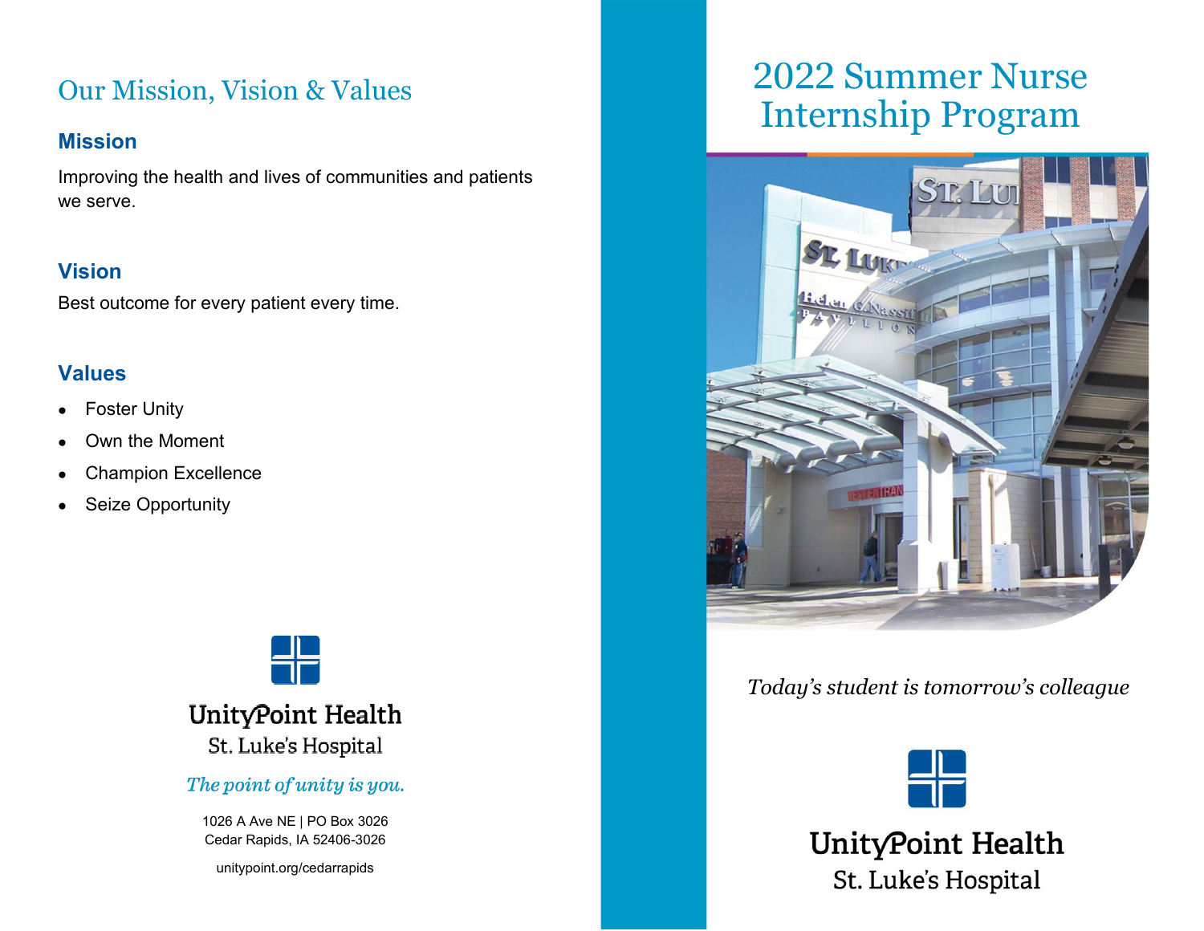# Our Mission, Vision & Values

### Mission

Improving the health and lives of communities and patients we serve.

### Vision

Best outcome for every patient every time.

### Values

- Foster Unity
- Own the Moment
- Champion Excellence
- Seize Opportunity

UnityPoint Health
St. Luke's Hospital

*The point of unity is you.*

1026 A Ave NE | PO Box 3026
Cedar Rapids, IA 52406-3026

unitypoint.org/cedarrapids

# 2022 Summer Nurse Internship Program

*Today's student is tomorrow's colleague*

UnityPoint Health
St. Luke's Hospital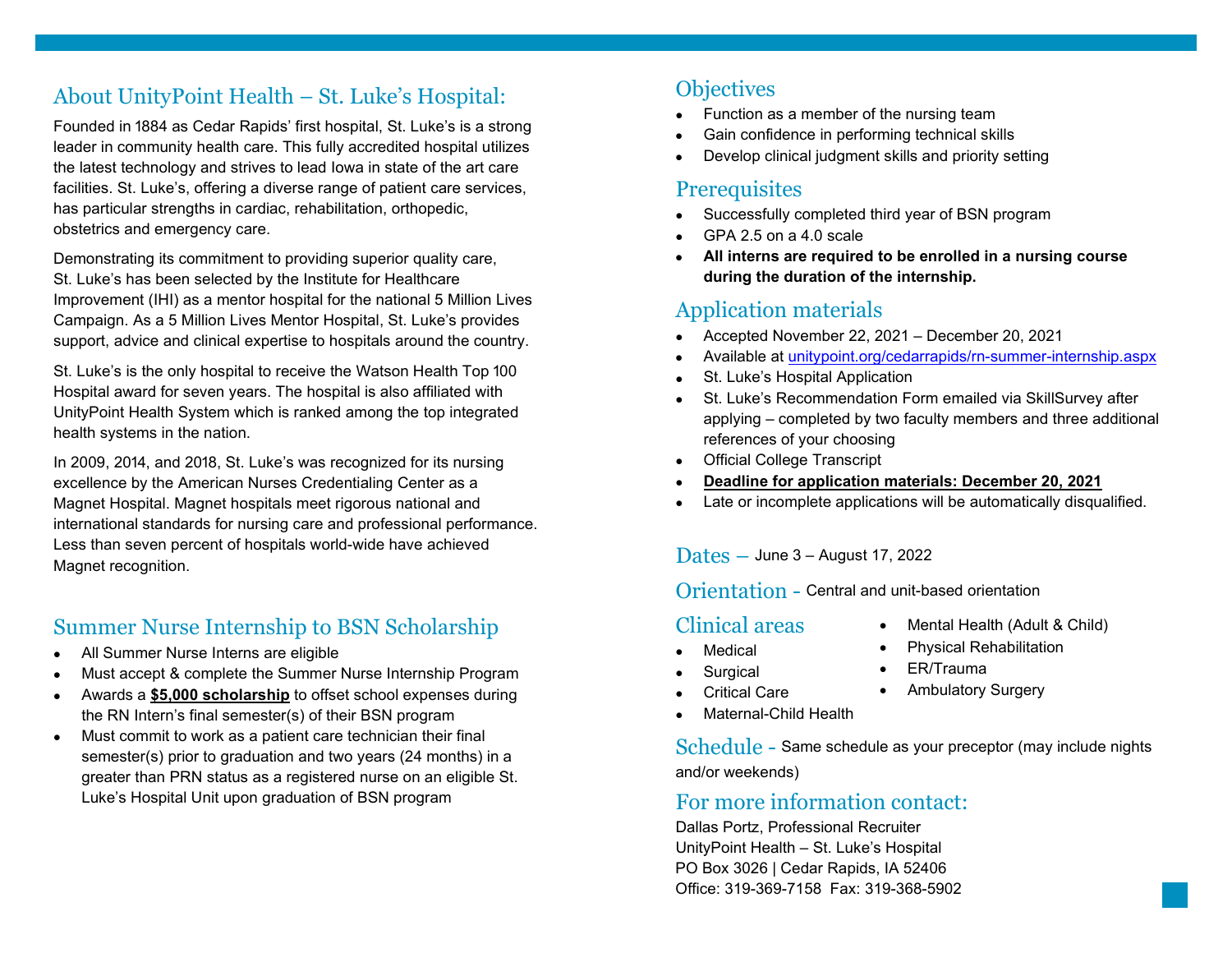## About UnityPoint Health – St. Luke's Hospital:

Founded in 1884 as Cedar Rapids' first hospital, St. Luke's is a strong leader in community health care. This fully accredited hospital utilizes the latest technology and strives to lead Iowa in state of the art care facilities. St. Luke's, offering a diverse range of patient care services, has particular strengths in cardiac, rehabilitation, orthopedic, obstetrics and emergency care.

Demonstrating its commitment to providing superior quality care, St. Luke's has been selected by the Institute for Healthcare Improvement (IHI) as a mentor hospital for the national 5 Million Lives Campaign. As a 5 Million Lives Mentor Hospital, St. Luke's provides support, advice and clinical expertise to hospitals around the country.

St. Luke's is the only hospital to receive the Watson Health Top 100 Hospital award for seven years. The hospital is also affiliated with UnityPoint Health System which is ranked among the top integrated health systems in the nation.

In 2009, 2014, and 2018, St. Luke's was recognized for its nursing excellence by the American Nurses Credentialing Center as a Magnet Hospital. Magnet hospitals meet rigorous national and international standards for nursing care and professional performance. Less than seven percent of hospitals world-wide have achieved Magnet recognition.

## Summer Nurse Internship to BSN Scholarship

- All Summer Nurse Interns are eligible
- Must accept & complete the Summer Nurse Internship Program
- Awards a **$5,000 scholarship** to offset school expenses during the RN Intern's final semester(s) of their BSN program
- Must commit to work as a patient care technician their final semester(s) prior to graduation and two years (24 months) in a greater than PRN status as a registered nurse on an eligible St. Luke's Hospital Unit upon graduation of BSN program

## Objectives

- Function as a member of the nursing team
- Gain confidence in performing technical skills
- Develop clinical judgment skills and priority setting

## Prerequisites

- Successfully completed third year of BSN program
- GPA 2.5 on a 4.0 scale
- **All interns are required to be enrolled in a nursing course during the duration of the internship.**

## Application materials

- Accepted November 22, 2021 – December 20, 2021
- Available at unitypoint.org/cedarrapids/rn-summer-internship.aspx
- St. Luke's Hospital Application
- St. Luke's Recommendation Form emailed via SkillSurvey after applying – completed by two faculty members and three additional references of your choosing
- Official College Transcript
- **Deadline for application materials: December 20, 2021**
- Late or incomplete applications will be automatically disqualified.

## Dates – June 3 – August 17, 2022

## Orientation - Central and unit-based orientation

## Clinical areas

- Medical
- Surgical
- Critical Care
- Maternal-Child Health
- Mental Health (Adult & Child)
- Physical Rehabilitation
- ER/Trauma
- Ambulatory Surgery

## Schedule - Same schedule as your preceptor (may include nights and/or weekends)

## For more information contact:

Dallas Portz, Professional Recruiter
UnityPoint Health – St. Luke's Hospital
PO Box 3026 | Cedar Rapids, IA 52406
Office: 319-369-7158 Fax: 319-368-5902